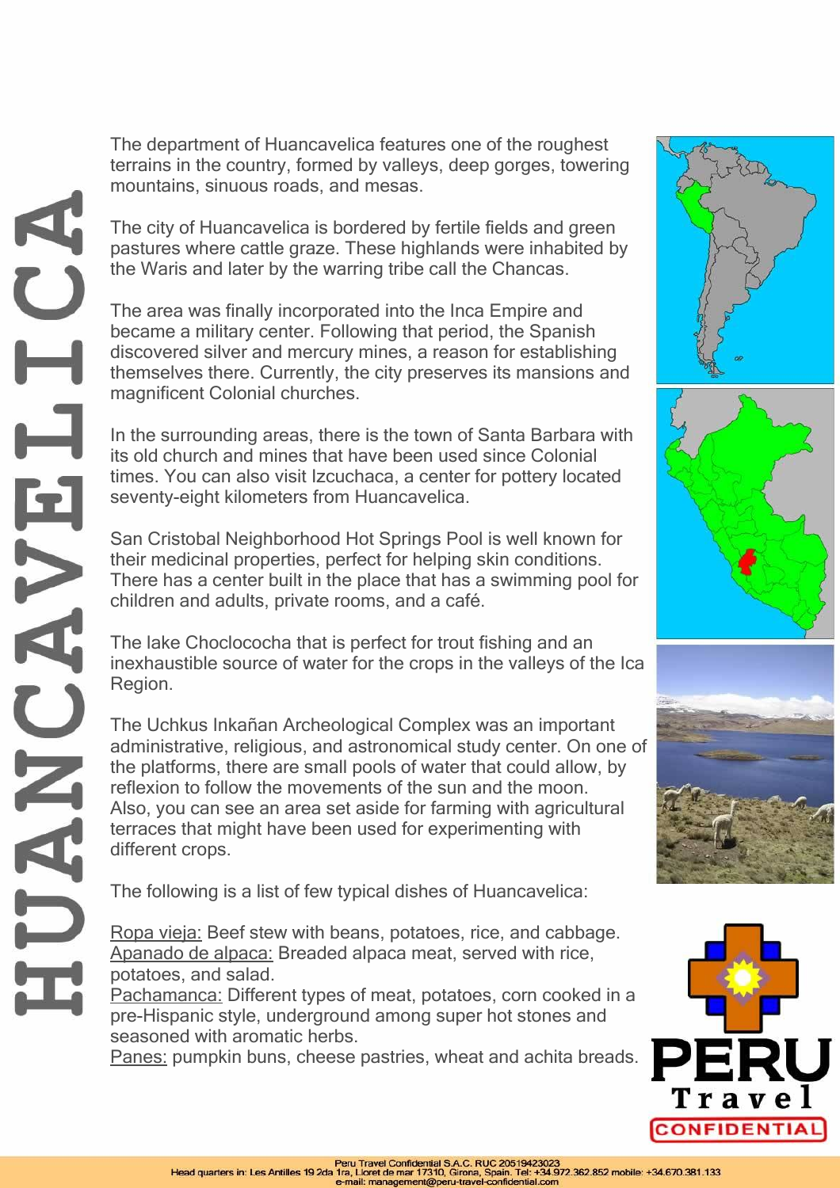# HUANCAVELICA

The department of Huancavelica features one of the roughest terrains in the country, formed by valleys, deep gorges, towering mountains, sinuous roads, and mesas.

The city of Huancavelica is bordered by fertile fields and green pastures where cattle graze. These highlands were inhabited by the Waris and later by the warring tribe call the Chancas.

The area was finally incorporated into the Inca Empire and became a military center. Following that period, the Spanish discovered silver and mercury mines, a reason for establishing themselves there. Currently, the city preserves its mansions and magnificent Colonial churches.

In the surrounding areas, there is the town of Santa Barbara with its old church and mines that have been used since Colonial times. You can also visit Izcuchaca, a center for pottery located seventy-eight kilometers from Huancavelica.

San Cristobal Neighborhood Hot Springs Pool is well known for their medicinal properties, perfect for helping skin conditions. There has a center built in the place that has a swimming pool for children and adults, private rooms, and a café.

The lake Choclococha that is perfect for trout fishing and an inexhaustible source of water for the crops in the valleys of the Ica Region.

The Uchkus Inkañan Archeological Complex was an important administrative, religious, and astronomical study center. On one of the platforms, there are small pools of water that could allow, by reflexion to follow the movements of the sun and the moon. Also, you can see an area set aside for farming with agricultural terraces that might have been used for experimenting with different crops.

The following is a list of few typical dishes of Huancavelica:

Ropa vieja: Beef stew with beans, potatoes, rice, and cabbage.
Apanado de alpaca: Breaded alpaca meat, served with rice, potatoes, and salad.
Pachamanca: Different types of meat, potatoes, corn cooked in a pre-Hispanic style, underground among super hot stones and seasoned with aromatic herbs.
Panes: pumpkin buns, cheese pastries, wheat and achita breads.

PERU Travel CONFIDENTIAL

Peru Travel Confidential S.A.C. RUC 20519423023
Head quarters in: Les Antilles 19 2da 1ra, Lloret de mar 17310, Girona, Spain. Tel: +34.972.362.852 mobile: +34.670.381.133
e-mail: management@peru-travel-confidential.com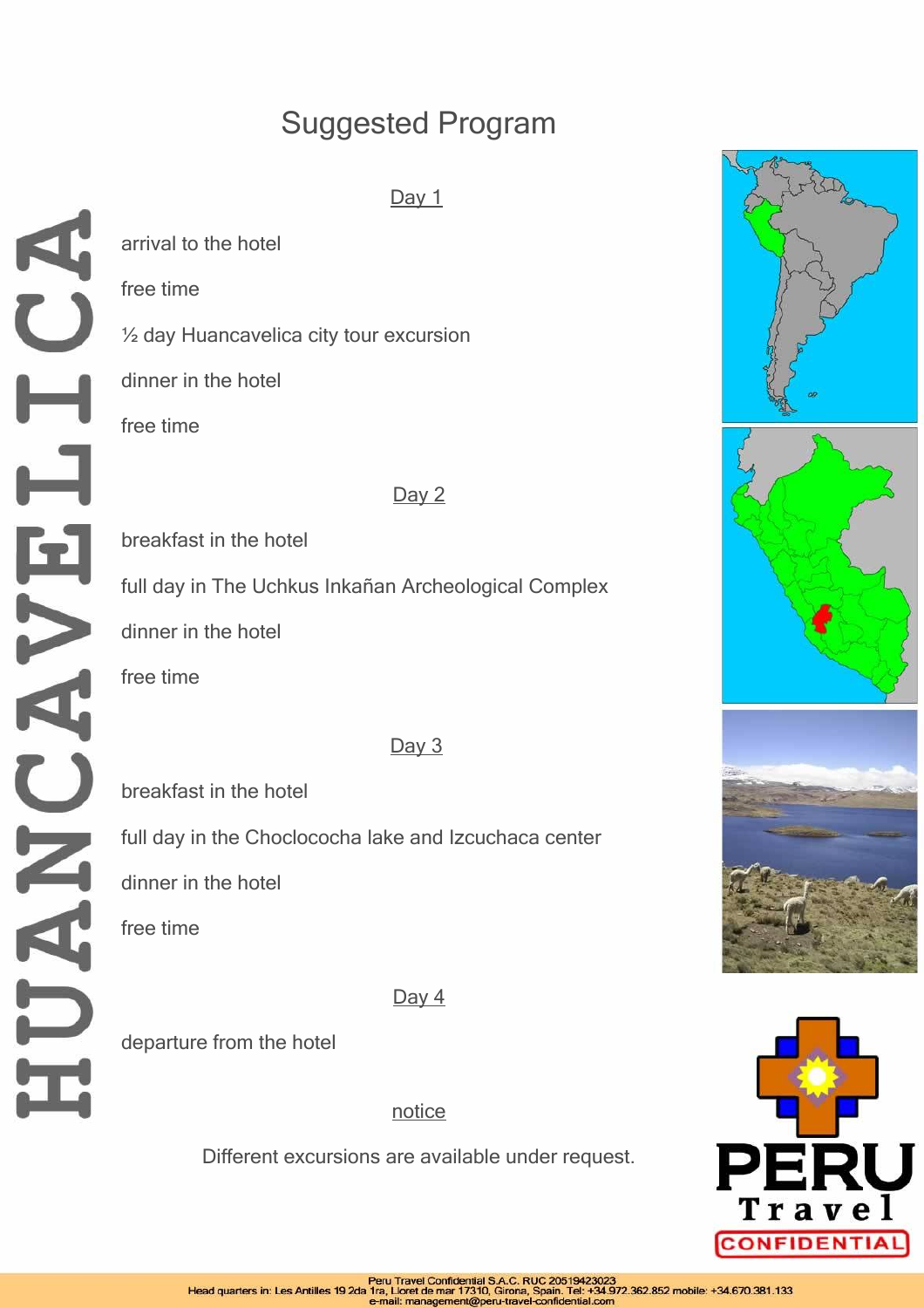# Suggested Program

HUANCAVELICA

## Day 1

arrival to the hotel

free time

½ day Huancavelica city tour excursion

dinner in the hotel

free time

## Day 2

breakfast in the hotel

full day in The Uchkus Inkañan Archeological Complex

dinner in the hotel

free time

## Day 3

breakfast in the hotel

full day in the Choclococha lake and Izcuchaca center

dinner in the hotel

free time

## Day 4

departure from the hotel

## notice

Different excursions are available under request.

PERU Travel CONFIDENTIAL

Peru Travel Confidential S.A.C. RUC 20519423023
Head quarters in: Les Antilles 19 2da 1ra, Lloret de mar 17310, Girona, Spain. Tel: +34.972.362.852 mobile: +34.670.381.133
e-mail: management@peru-travel-confidential.com